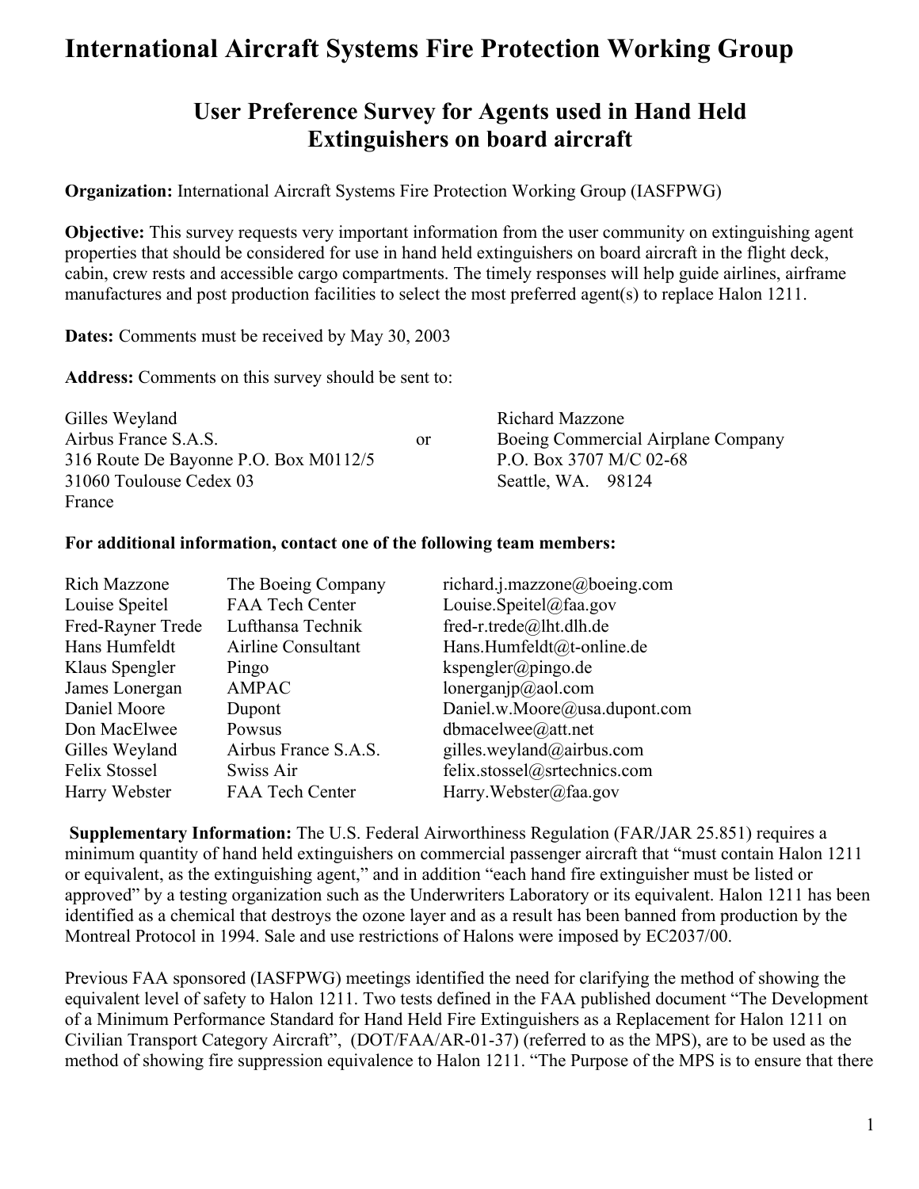# International Aircraft Systems Fire Protection Working Group

## User Preference Survey for Agents used in Hand Held Extinguishers on board aircraft

**Organization:** International Aircraft Systems Fire Protection Working Group (IASFPWG)

**Objective:** This survey requests very important information from the user community on extinguishing agent properties that should be considered for use in hand held extinguishers on board aircraft in the flight deck, cabin, crew rests and accessible cargo compartments. The timely responses will help guide airlines, airframe manufactures and post production facilities to select the most preferred agent(s) to replace Halon 1211.

**Dates:** Comments must be received by May 30, 2003

**Address:** Comments on this survey should be sent to:

Gilles Weyland
Airbus France S.A.S.
316 Route De Bayonne P.O. Box M0112/5
31060 Toulouse Cedex 03
France

or

Richard Mazzone
Boeing Commercial Airplane Company
P.O. Box 3707 M/C 02-68
Seattle, WA. 98124

**For additional information, contact one of the following team members:**

| | | |
|---|---|---|
| Rich Mazzone | The Boeing Company | richard.j.mazzone@boeing.com |
| Louise Speitel | FAA Tech Center | Louise.Speitel@faa.gov |
| Fred-Rayner Trede | Lufthansa Technik | fred-r.trede@lht.dlh.de |
| Hans Humfeldt | Airline Consultant | Hans.Humfeldt@t-online.de |
| Klaus Spengler | Pingo | kspengler@pingo.de |
| James Lonergan | AMPAC | lonerganjp@aol.com |
| Daniel Moore | Dupont | Daniel.w.Moore@usa.dupont.com |
| Don MacElwee | Powsus | dbmacelwee@att.net |
| Gilles Weyland | Airbus France S.A.S. | gilles.weyland@airbus.com |
| Felix Stossel | Swiss Air | felix.stossel@srtechnics.com |
| Harry Webster | FAA Tech Center | Harry.Webster@faa.gov |

**Supplementary Information:** The U.S. Federal Airworthiness Regulation (FAR/JAR 25.851) requires a minimum quantity of hand held extinguishers on commercial passenger aircraft that "must contain Halon 1211 or equivalent, as the extinguishing agent," and in addition "each hand fire extinguisher must be listed or approved" by a testing organization such as the Underwriters Laboratory or its equivalent. Halon 1211 has been identified as a chemical that destroys the ozone layer and as a result has been banned from production by the Montreal Protocol in 1994. Sale and use restrictions of Halons were imposed by EC2037/00.

Previous FAA sponsored (IASFPWG) meetings identified the need for clarifying the method of showing the equivalent level of safety to Halon 1211. Two tests defined in the FAA published document "The Development of a Minimum Performance Standard for Hand Held Fire Extinguishers as a Replacement for Halon 1211 on Civilian Transport Category Aircraft", (DOT/FAA/AR-01-37) (referred to as the MPS), are to be used as the method of showing fire suppression equivalence to Halon 1211. "The Purpose of the MPS is to ensure that there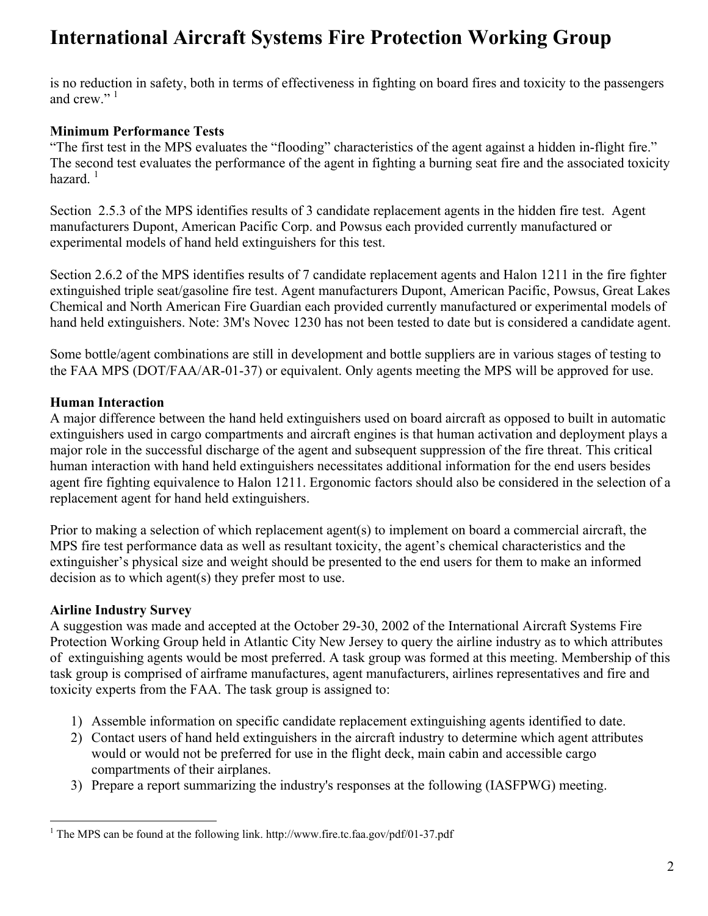is no reduction in safety, both in terms of effectiveness in fighting on board fires and toxicity to the passengers and crew." [1]

**Minimum Performance Tests**

"The first test in the MPS evaluates the "flooding" characteristics of the agent against a hidden in-flight fire." The second test evaluates the performance of the agent in fighting a burning seat fire and the associated toxicity hazard. [1]

Section 2.5.3 of the MPS identifies results of 3 candidate replacement agents in the hidden fire test. Agent manufacturers Dupont, American Pacific Corp. and Powsus each provided currently manufactured or experimental models of hand held extinguishers for this test.

Section 2.6.2 of the MPS identifies results of 7 candidate replacement agents and Halon 1211 in the fire fighter extinguished triple seat/gasoline fire test. Agent manufacturers Dupont, American Pacific, Powsus, Great Lakes Chemical and North American Fire Guardian each provided currently manufactured or experimental models of hand held extinguishers. Note: 3M's Novec 1230 has not been tested to date but is considered a candidate agent.

Some bottle/agent combinations are still in development and bottle suppliers are in various stages of testing to the FAA MPS (DOT/FAA/AR-01-37) or equivalent. Only agents meeting the MPS will be approved for use.

**Human Interaction**

A major difference between the hand held extinguishers used on board aircraft as opposed to built in automatic extinguishers used in cargo compartments and aircraft engines is that human activation and deployment plays a major role in the successful discharge of the agent and subsequent suppression of the fire threat. This critical human interaction with hand held extinguishers necessitates additional information for the end users besides agent fire fighting equivalence to Halon 1211. Ergonomic factors should also be considered in the selection of a replacement agent for hand held extinguishers.

Prior to making a selection of which replacement agent(s) to implement on board a commercial aircraft, the MPS fire test performance data as well as resultant toxicity, the agent's chemical characteristics and the extinguisher's physical size and weight should be presented to the end users for them to make an informed decision as to which agent(s) they prefer most to use.

**Airline Industry Survey**

A suggestion was made and accepted at the October 29-30, 2002 of the International Aircraft Systems Fire Protection Working Group held in Atlantic City New Jersey to query the airline industry as to which attributes of extinguishing agents would be most preferred. A task group was formed at this meeting. Membership of this task group is comprised of airframe manufactures, agent manufacturers, airlines representatives and fire and toxicity experts from the FAA. The task group is assigned to:

1) Assemble information on specific candidate replacement extinguishing agents identified to date.
2) Contact users of hand held extinguishers in the aircraft industry to determine which agent attributes would or would not be preferred for use in the flight deck, main cabin and accessible cargo compartments of their airplanes.
3) Prepare a report summarizing the industry's responses at the following (IASFPWG) meeting.

---

[1] The MPS can be found at the following link. http://www.fire.tc.faa.gov/pdf/01-37.pdf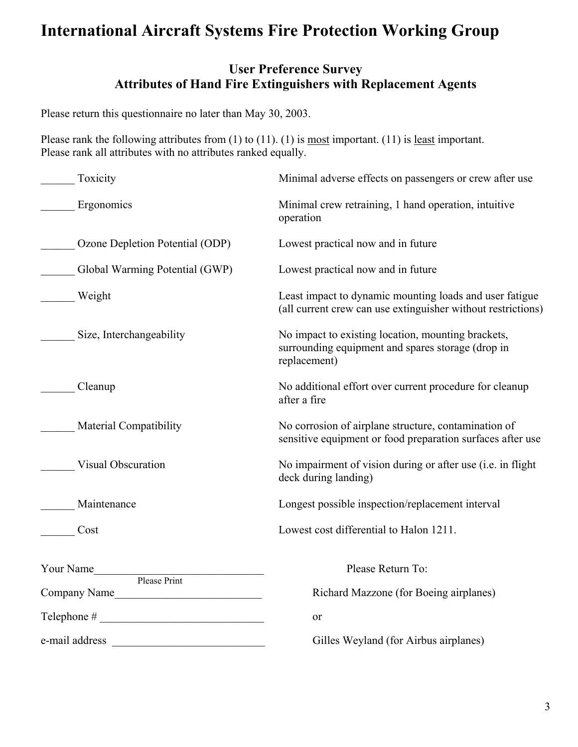# International Aircraft Systems Fire Protection Working Group

## User Preference Survey
## Attributes of Hand Fire Extinguishers with Replacement Agents

Please return this questionnaire no later than May 30, 2003.

Please rank the following attributes from (1) to (11). (1) is most important. (11) is least important. Please rank all attributes with no attributes ranked equally.

| Attribute | Description |
|---|---|
| ______ Toxicity | Minimal adverse effects on passengers or crew after use |
| ______ Ergonomics | Minimal crew retraining, 1 hand operation, intuitive operation |
| ______ Ozone Depletion Potential (ODP) | Lowest practical now and in future |
| ______ Global Warming Potential (GWP) | Lowest practical now and in future |
| ______ Weight | Least impact to dynamic mounting loads and user fatigue (all current crew can use extinguisher without restrictions) |
| ______ Size, Interchangeability | No impact to existing location, mounting brackets, surrounding equipment and spares storage (drop in replacement) |
| ______ Cleanup | No additional effort over current procedure for cleanup after a fire |
| ______ Material Compatibility | No corrosion of airplane structure, contamination of sensitive equipment or food preparation surfaces after use |
| ______ Visual Obscuration | No impairment of vision during or after use (i.e. in flight deck during landing) |
| ______ Maintenance | Longest possible inspection/replacement interval |
| ______ Cost | Lowest cost differential to Halon 1211. |

Your Name______________________________
Please Print

Company Name__________________________

Telephone # _____________________________

e-mail address ___________________________

Please Return To:

Richard Mazzone (for Boeing airplanes)

or

Gilles Weyland (for Airbus airplanes)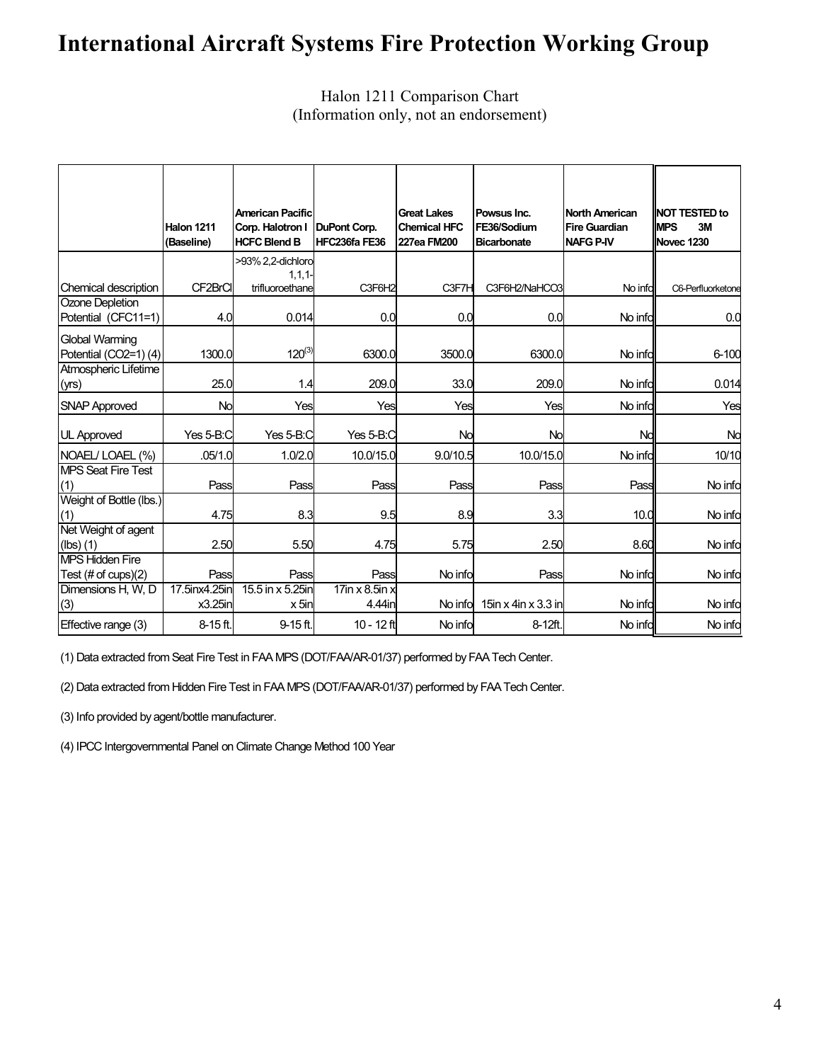# International Aircraft Systems Fire Protection Working Group

Halon 1211 Comparison Chart
(Information only, not an endorsement)

| | **Halon 1211 (Baseline)** | **American Pacific Corp. Halotron I HCFC Blend B** | **DuPont Corp. HFC236fa FE36** | **Great Lakes Chemical HFC 227ea FM200** | **Powsus Inc. FE36/Sodium Bicarbonate** | **North American Fire Guardian NAFG P-IV** | **NOT TESTED to MPS 3M Novec 1230** |
|---|---|---|---|---|---|---|---|
| Chemical description | CF2BrCl | >93% 2,2-dichloro 1,1,1-trifluoroethane | C3F6H2 | C3F7H | C3F6H2/NaHCO3 | No info | C6-Perfluorketone |
| Ozone Depletion Potential (CFC11=1) | 4.0 | 0.014 | 0.0 | 0.0 | 0.0 | No info | 0.0 |
| Global Warming Potential (CO2=1) (4) | 1300.0 | 120(3) | 6300.0 | 3500.0 | 6300.0 | No info | 6-100 |
| Atmospheric Lifetime (yrs) | 25.0 | 1.4 | 209.0 | 33.0 | 209.0 | No info | 0.014 |
| SNAP Approved | No | Yes | Yes | Yes | Yes | No info | Yes |
| UL Approved | Yes 5-B:C | Yes 5-B:C | Yes 5-B:C | No | No | No | No |
| NOAEL/ LOAEL (%) | .05/1.0 | 1.0/2.0 | 10.0/15.0 | 9.0/10.5 | 10.0/15.0 | No info | 10/10 |
| MPS Seat Fire Test (1) | Pass | Pass | Pass | Pass | Pass | Pass | No info |
| Weight of Bottle (lbs.) (1) | 4.75 | 8.3 | 9.5 | 8.9 | 3.3 | 10.0 | No info |
| Net Weight of agent (lbs) (1) | 2.50 | 5.50 | 4.75 | 5.75 | 2.50 | 8.60 | No info |
| MPS Hidden Fire Test (# of cups)(2) | Pass | Pass | Pass | No info | Pass | No info | No info |
| Dimensions H, W, D (3) | 17.5inx4.25in x3.25in | 15.5 in x 5.25in x 5in | 17in x 8.5in x 4.44in | No info | 15in x 4in x 3.3 in | No info | No info |
| Effective range (3) | 8-15 ft. | 9-15 ft. | 10 - 12 ft | No info | 8-12ft. | No info | No info |

(1) Data extracted from Seat Fire Test in FAA MPS (DOT/FAA/AR-01/37) performed by FAA Tech Center.

(2) Data extracted from Hidden Fire Test in FAA MPS (DOT/FAA/AR-01/37) performed by FAA Tech Center.

(3) Info provided by agent/bottle manufacturer.

(4) IPCC Intergovernmental Panel on Climate Change Method 100 Year